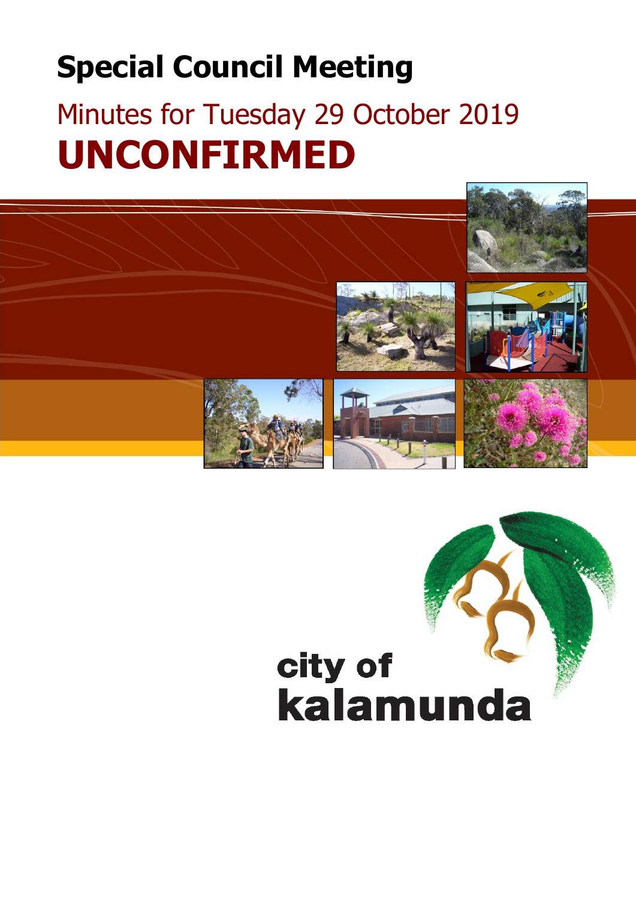# Special Council Meeting

## Minutes for Tuesday 29 October 2019

# UNCONFIRMED

city of
kalamunda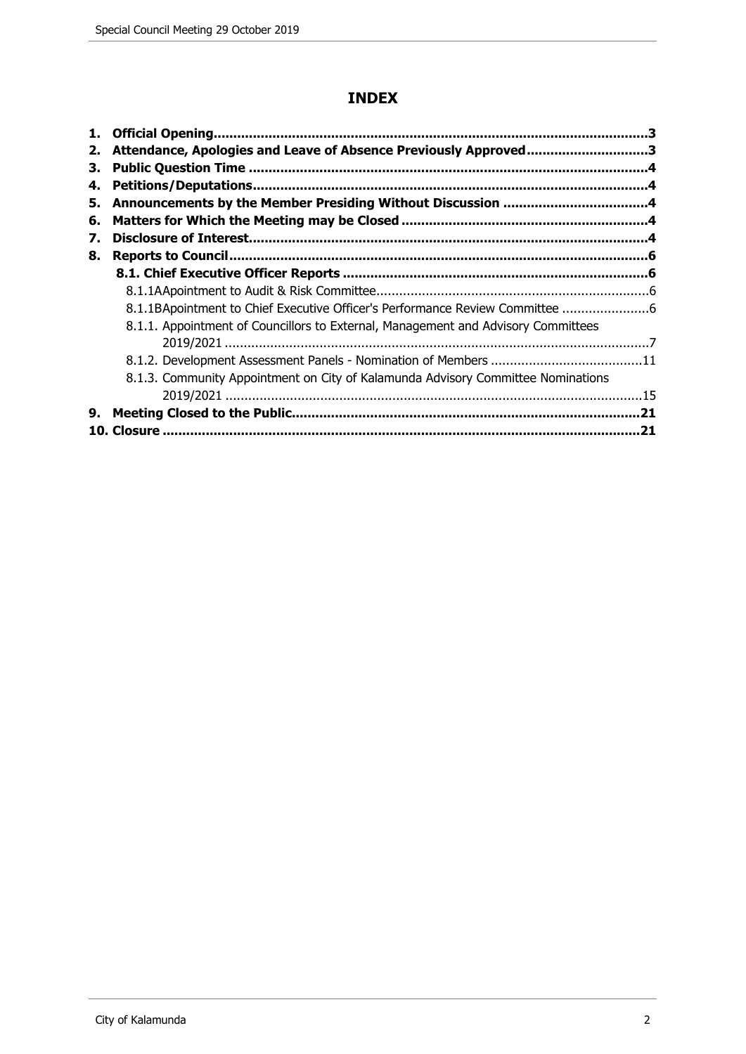# INDEX

1. **Official Opening** .....3
2. **Attendance, Apologies and Leave of Absence Previously Approved** .....3
3. **Public Question Time** .....4
4. **Petitions/Deputations** .....4
5. **Announcements by the Member Presiding Without Discussion** .....4
6. **Matters for Which the Meeting may be Closed** .....4
7. **Disclosure of Interest** .....4
8. **Reports to Council** .....6
   - **8.1. Chief Executive Officer Reports** .....6
     - 8.1.1AApointment to Audit & Risk Committee .....6
     - 8.1.1BApointment to Chief Executive Officer's Performance Review Committee .....6
     - 8.1.1. Appointment of Councillors to External, Management and Advisory Committees 2019/2021 .....7
     - 8.1.2. Development Assessment Panels - Nomination of Members .....11
     - 8.1.3. Community Appointment on City of Kalamunda Advisory Committee Nominations 2019/2021 .....15
9. **Meeting Closed to the Public** .....21
10. **Closure** .....21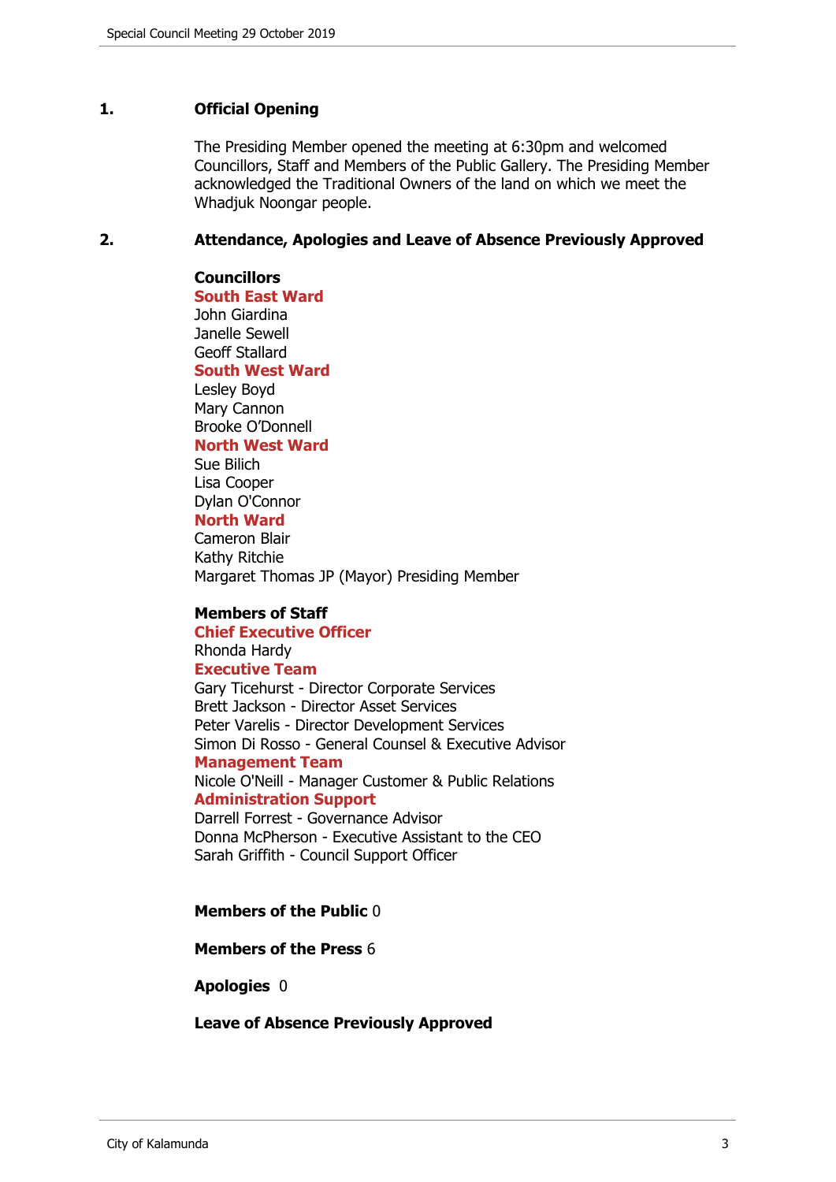## 1. Official Opening

The Presiding Member opened the meeting at 6:30pm and welcomed Councillors, Staff and Members of the Public Gallery. The Presiding Member acknowledged the Traditional Owners of the land on which we meet the Whadjuk Noongar people.

## 2. Attendance, Apologies and Leave of Absence Previously Approved

**Councillors**

**South East Ward**
John Giardina
Janelle Sewell
Geoff Stallard

**South West Ward**
Lesley Boyd
Mary Cannon
Brooke O'Donnell

**North West Ward**
Sue Bilich
Lisa Cooper
Dylan O'Connor

**North Ward**
Cameron Blair
Kathy Ritchie
Margaret Thomas JP (Mayor) Presiding Member

**Members of Staff**

**Chief Executive Officer**
Rhonda Hardy

**Executive Team**
Gary Ticehurst - Director Corporate Services
Brett Jackson - Director Asset Services
Peter Varelis - Director Development Services
Simon Di Rosso - General Counsel & Executive Advisor

**Management Team**
Nicole O'Neill - Manager Customer & Public Relations

**Administration Support**
Darrell Forrest - Governance Advisor
Donna McPherson - Executive Assistant to the CEO
Sarah Griffith - Council Support Officer

**Members of the Public** 0

**Members of the Press** 6

**Apologies** 0

**Leave of Absence Previously Approved**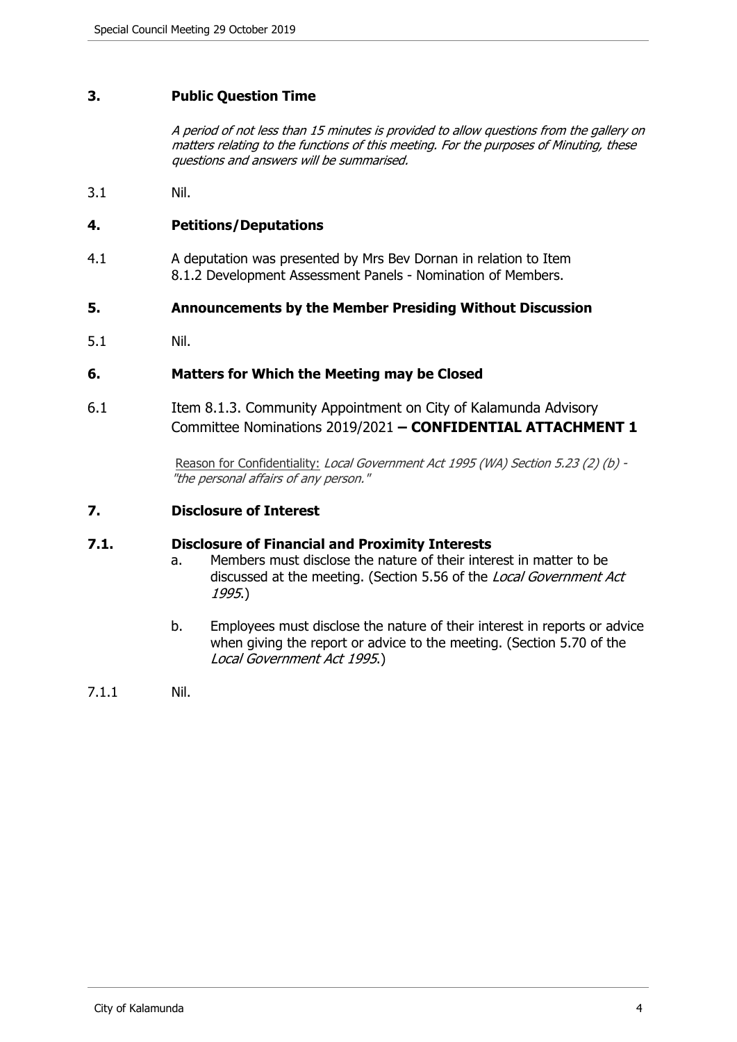## 3. Public Question Time

*A period of not less than 15 minutes is provided to allow questions from the gallery on matters relating to the functions of this meeting. For the purposes of Minuting, these questions and answers will be summarised.*

3.1 Nil.

## 4. Petitions/Deputations

4.1 A deputation was presented by Mrs Bev Dornan in relation to Item 8.1.2 Development Assessment Panels - Nomination of Members.

## 5. Announcements by the Member Presiding Without Discussion

5.1 Nil.

## 6. Matters for Which the Meeting may be Closed

6.1 Item 8.1.3. Community Appointment on City of Kalamunda Advisory Committee Nominations 2019/2021 **– CONFIDENTIAL ATTACHMENT 1**

Reason for Confidentiality: *Local Government Act 1995 (WA) Section 5.23 (2) (b) - "the personal affairs of any person."*

## 7. Disclosure of Interest

### 7.1. Disclosure of Financial and Proximity Interests

a. Members must disclose the nature of their interest in matter to be discussed at the meeting. (Section 5.56 of the *Local Government Act 1995*.)

b. Employees must disclose the nature of their interest in reports or advice when giving the report or advice to the meeting. (Section 5.70 of the *Local Government Act 1995*.)

7.1.1 Nil.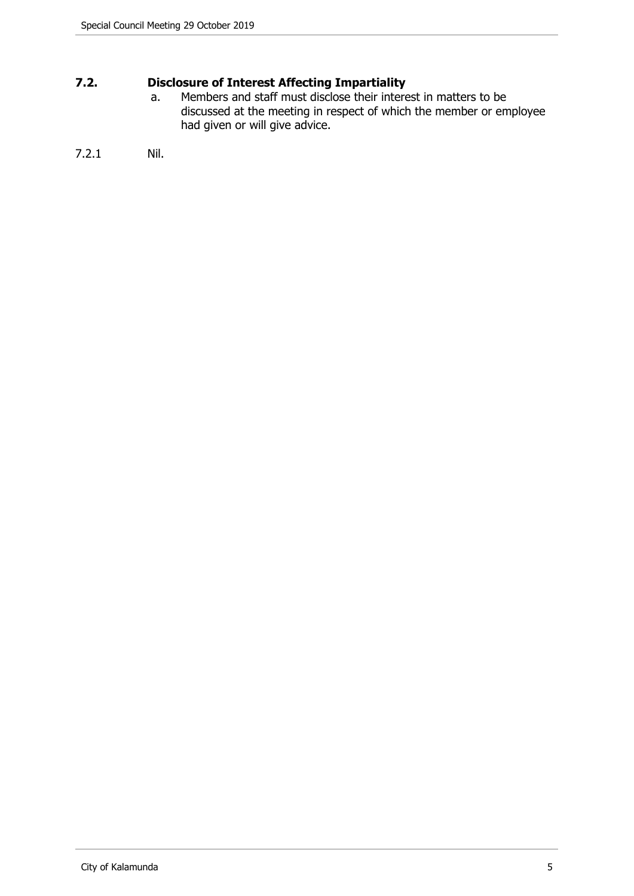## 7.2. Disclosure of Interest Affecting Impartiality

a. Members and staff must disclose their interest in matters to be discussed at the meeting in respect of which the member or employee had given or will give advice.

7.2.1 Nil.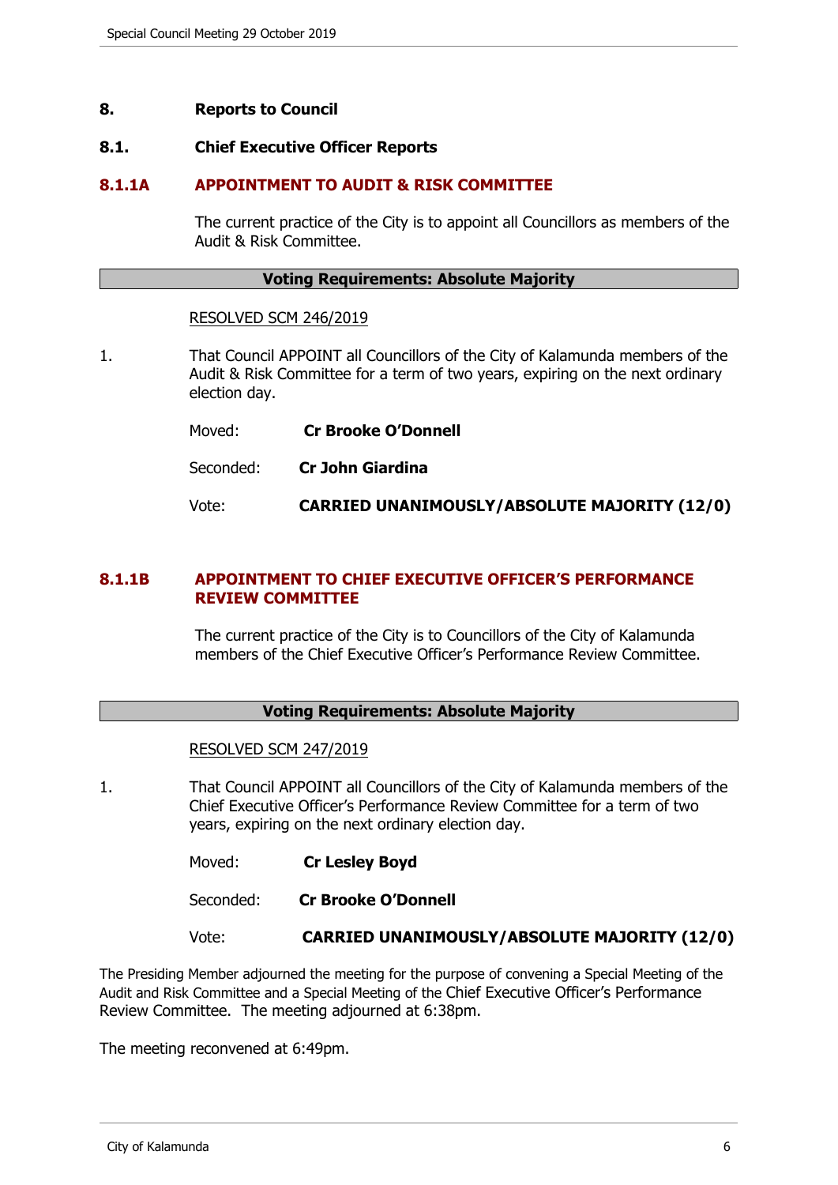## 8. Reports to Council

### 8.1. Chief Executive Officer Reports

### 8.1.1A APPOINTMENT TO AUDIT & RISK COMMITTEE

The current practice of the City is to appoint all Councillors as members of the Audit & Risk Committee.

**Voting Requirements: Absolute Majority**

RESOLVED SCM 246/2019

1. That Council APPOINT all Councillors of the City of Kalamunda members of the Audit & Risk Committee for a term of two years, expiring on the next ordinary election day.

Moved: **Cr Brooke O'Donnell**

Seconded: **Cr John Giardina**

Vote: **CARRIED UNANIMOUSLY/ABSOLUTE MAJORITY (12/0)**

### 8.1.1B APPOINTMENT TO CHIEF EXECUTIVE OFFICER'S PERFORMANCE REVIEW COMMITTEE

The current practice of the City is to Councillors of the City of Kalamunda members of the Chief Executive Officer's Performance Review Committee.

**Voting Requirements: Absolute Majority**

RESOLVED SCM 247/2019

1. That Council APPOINT all Councillors of the City of Kalamunda members of the Chief Executive Officer's Performance Review Committee for a term of two years, expiring on the next ordinary election day.

Moved: **Cr Lesley Boyd**

Seconded: **Cr Brooke O'Donnell**

Vote: **CARRIED UNANIMOUSLY/ABSOLUTE MAJORITY (12/0)**

The Presiding Member adjourned the meeting for the purpose of convening a Special Meeting of the Audit and Risk Committee and a Special Meeting of the Chief Executive Officer's Performance Review Committee. The meeting adjourned at 6:38pm.

The meeting reconvened at 6:49pm.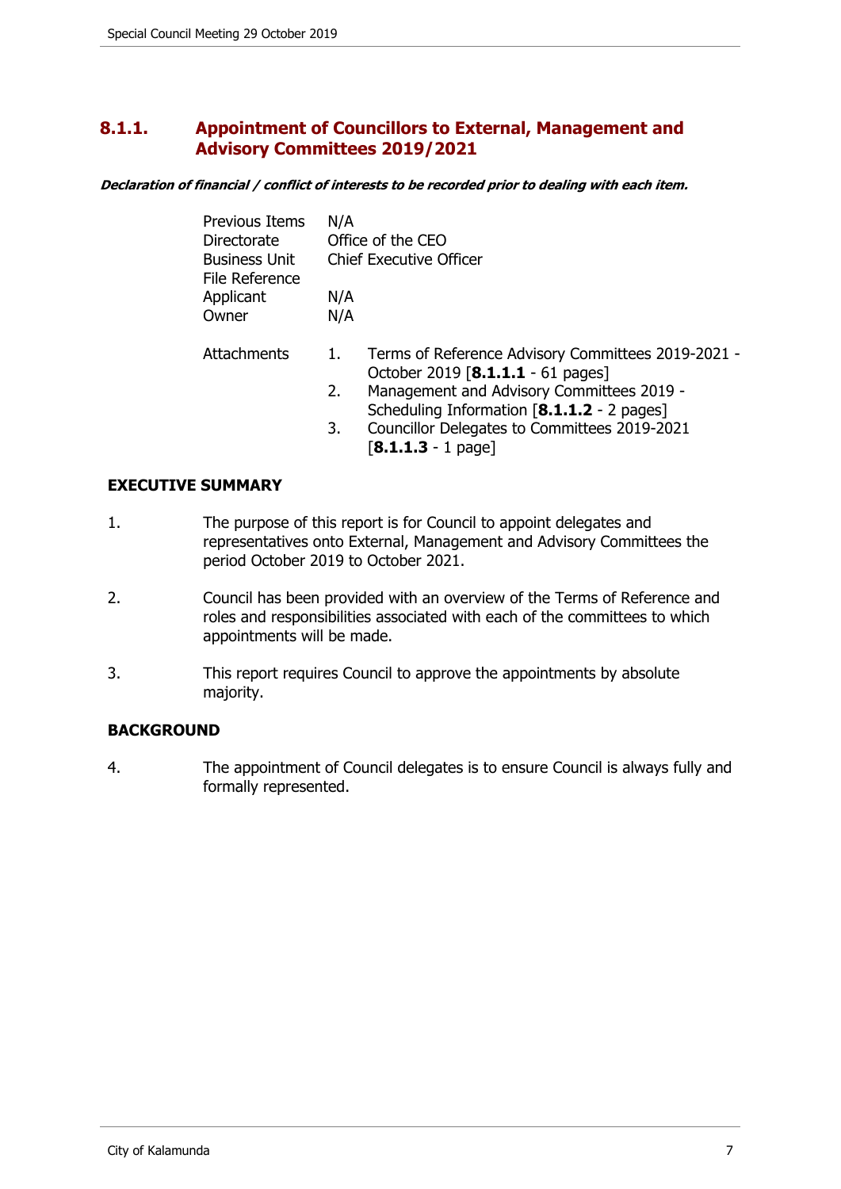## 8.1.1. Appointment of Councillors to External, Management and Advisory Committees 2019/2021

***Declaration of financial / conflict of interests to be recorded prior to dealing with each item.***

| | |
|---|---|
| Previous Items | N/A |
| Directorate | Office of the CEO |
| Business Unit | Chief Executive Officer |
| File Reference | |
| Applicant | N/A |
| Owner | N/A |

Attachments

1. Terms of Reference Advisory Committees 2019-2021 - October 2019 [**8.1.1.1** - 61 pages]
2. Management and Advisory Committees 2019 - Scheduling Information [**8.1.1.2** - 2 pages]
3. Councillor Delegates to Committees 2019-2021 [**8.1.1.3** - 1 page]

### EXECUTIVE SUMMARY

1. The purpose of this report is for Council to appoint delegates and representatives onto External, Management and Advisory Committees the period October 2019 to October 2021.

2. Council has been provided with an overview of the Terms of Reference and roles and responsibilities associated with each of the committees to which appointments will be made.

3. This report requires Council to approve the appointments by absolute majority.

### BACKGROUND

4. The appointment of Council delegates is to ensure Council is always fully and formally represented.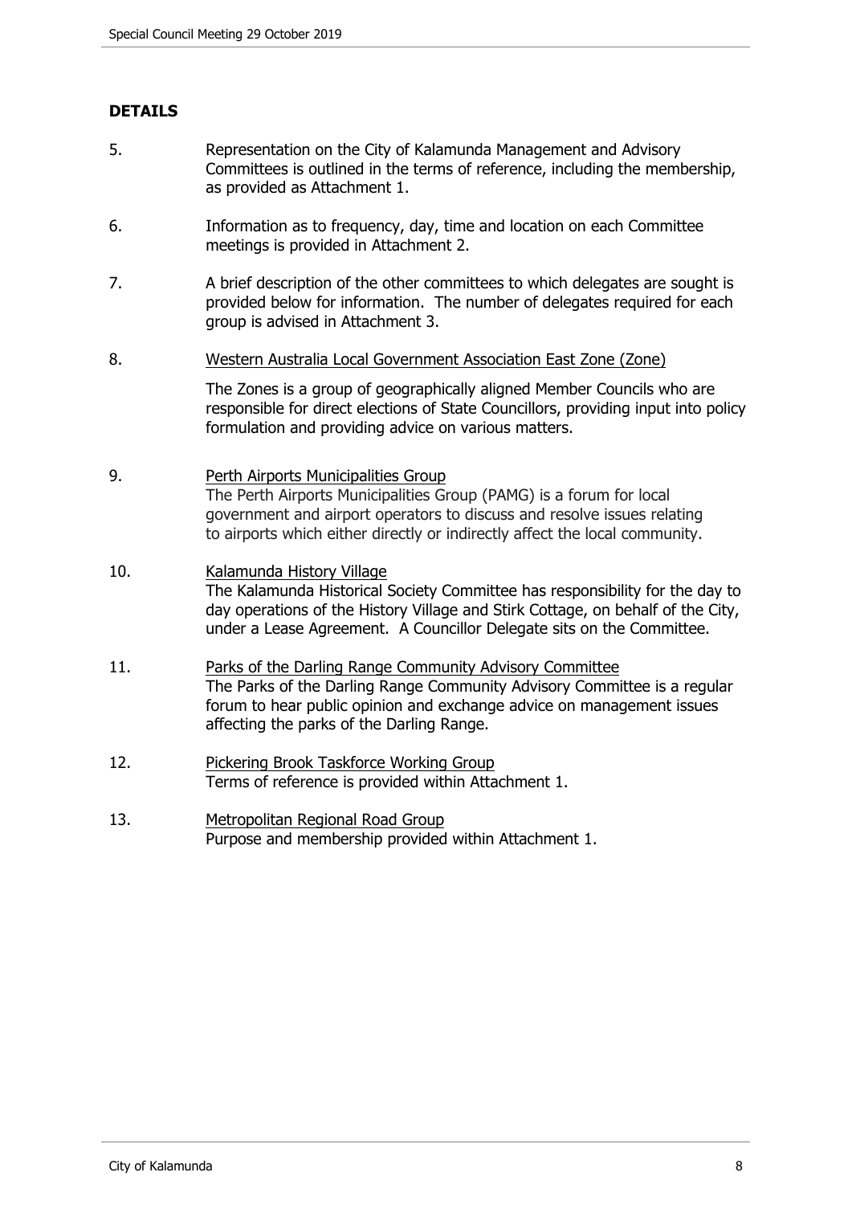## DETAILS

5. Representation on the City of Kalamunda Management and Advisory Committees is outlined in the terms of reference, including the membership, as provided as Attachment 1.

6. Information as to frequency, day, time and location on each Committee meetings is provided in Attachment 2.

7. A brief description of the other committees to which delegates are sought is provided below for information. The number of delegates required for each group is advised in Attachment 3.

8. Western Australia Local Government Association East Zone (Zone)

   The Zones is a group of geographically aligned Member Councils who are responsible for direct elections of State Councillors, providing input into policy formulation and providing advice on various matters.

9. Perth Airports Municipalities Group

   The Perth Airports Municipalities Group (PAMG) is a forum for local government and airport operators to discuss and resolve issues relating to airports which either directly or indirectly affect the local community.

10. Kalamunda History Village

    The Kalamunda Historical Society Committee has responsibility for the day to day operations of the History Village and Stirk Cottage, on behalf of the City, under a Lease Agreement. A Councillor Delegate sits on the Committee.

11. Parks of the Darling Range Community Advisory Committee

    The Parks of the Darling Range Community Advisory Committee is a regular forum to hear public opinion and exchange advice on management issues affecting the parks of the Darling Range.

12. Pickering Brook Taskforce Working Group

    Terms of reference is provided within Attachment 1.

13. Metropolitan Regional Road Group

    Purpose and membership provided within Attachment 1.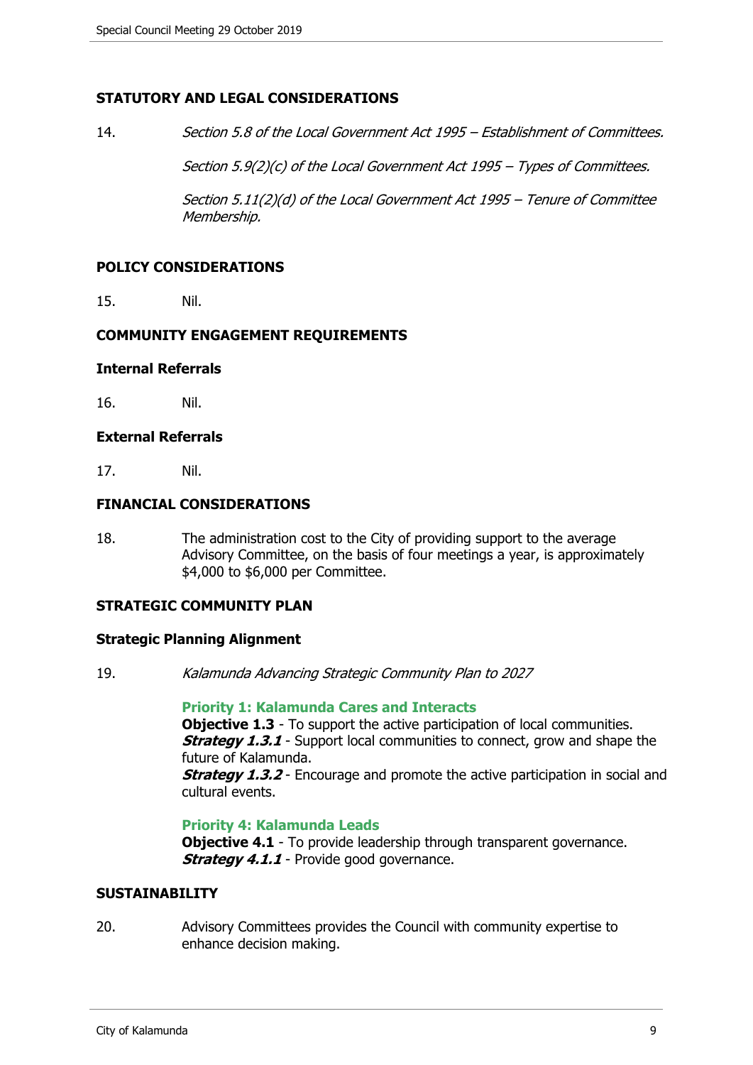## STATUTORY AND LEGAL CONSIDERATIONS

14. *Section 5.8 of the Local Government Act 1995 – Establishment of Committees.*

    *Section 5.9(2)(c) of the Local Government Act 1995 – Types of Committees.*

    *Section 5.11(2)(d) of the Local Government Act 1995 – Tenure of Committee Membership.*

## POLICY CONSIDERATIONS

15. Nil.

## COMMUNITY ENGAGEMENT REQUIREMENTS

### Internal Referrals

16. Nil.

### External Referrals

17. Nil.

## FINANCIAL CONSIDERATIONS

18. The administration cost to the City of providing support to the average Advisory Committee, on the basis of four meetings a year, is approximately $4,000 to $6,000 per Committee.

## STRATEGIC COMMUNITY PLAN

### Strategic Planning Alignment

19. *Kalamunda Advancing Strategic Community Plan to 2027*

    **Priority 1: Kalamunda Cares and Interacts**
    **Objective 1.3** - To support the active participation of local communities.
    ***Strategy 1.3.1*** - Support local communities to connect, grow and shape the future of Kalamunda.
    ***Strategy 1.3.2*** - Encourage and promote the active participation in social and cultural events.

    **Priority 4: Kalamunda Leads**
    **Objective 4.1** - To provide leadership through transparent governance.
    ***Strategy 4.1.1*** - Provide good governance.

## SUSTAINABILITY

20. Advisory Committees provides the Council with community expertise to enhance decision making.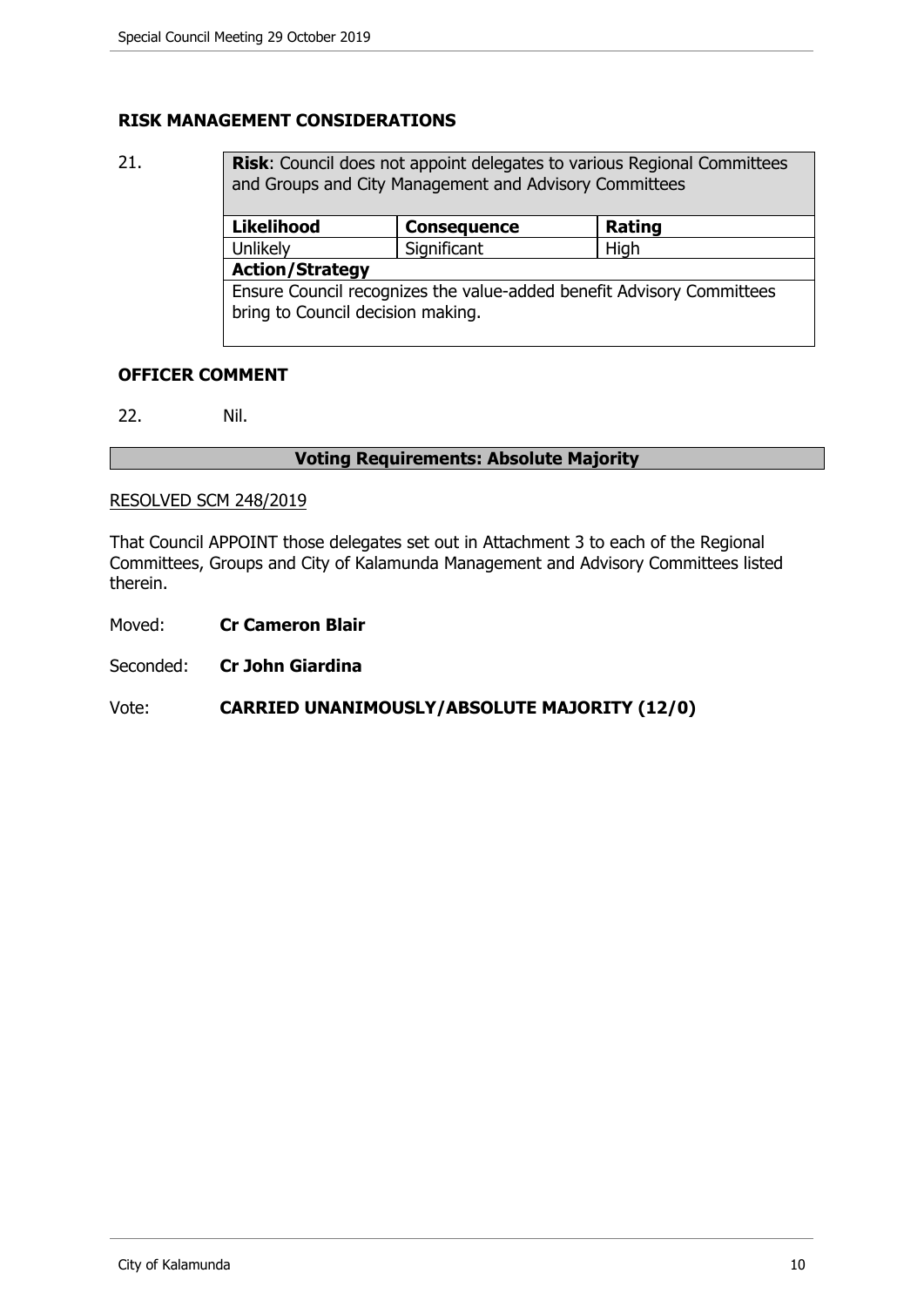## RISK MANAGEMENT CONSIDERATIONS

21.

| **Risk**: Council does not appoint delegates to various Regional Committees and Groups and City Management and Advisory Committees | | |
|---|---|---|
| **Likelihood** | **Consequence** | **Rating** |
| Unlikely | Significant | High |
| **Action/Strategy** | | |
| Ensure Council recognizes the value-added benefit Advisory Committees bring to Council decision making. | | |

## OFFICER COMMENT

22. Nil.

**Voting Requirements: Absolute Majority**

RESOLVED SCM 248/2019

That Council APPOINT those delegates set out in Attachment 3 to each of the Regional Committees, Groups and City of Kalamunda Management and Advisory Committees listed therein.

Moved: **Cr Cameron Blair**

Seconded: **Cr John Giardina**

Vote: **CARRIED UNANIMOUSLY/ABSOLUTE MAJORITY (12/0)**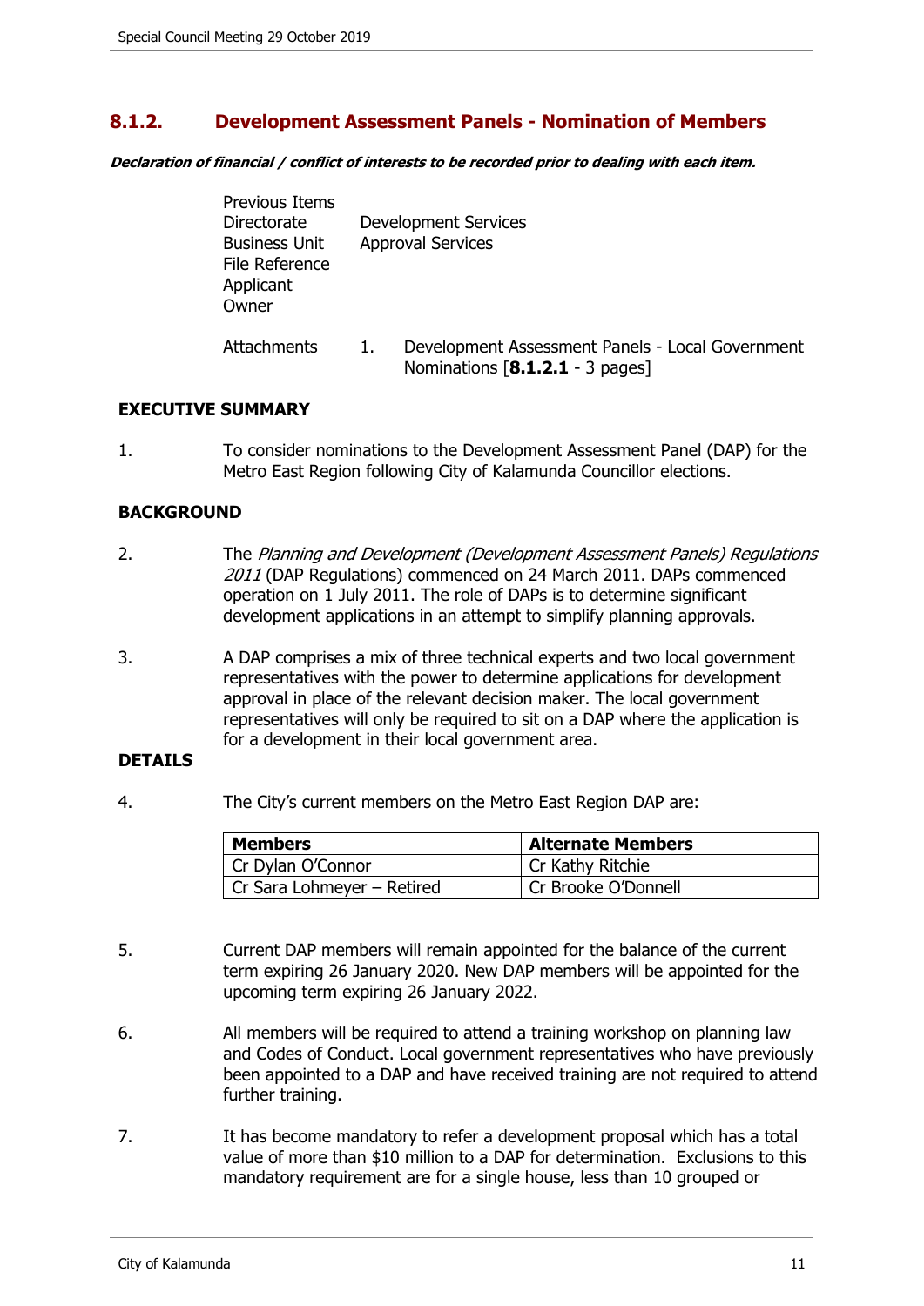## 8.1.2. Development Assessment Panels - Nomination of Members

***Declaration of financial / conflict of interests to be recorded prior to dealing with each item.***

| | |
|---|---|
| Previous Items | |
| Directorate | Development Services |
| Business Unit | Approval Services |
| File Reference | |
| Applicant | |
| Owner | |

Attachments 1. Development Assessment Panels - Local Government Nominations [**8.1.2.1** - 3 pages]

**EXECUTIVE SUMMARY**

1. To consider nominations to the Development Assessment Panel (DAP) for the Metro East Region following City of Kalamunda Councillor elections.

**BACKGROUND**

2. The *Planning and Development (Development Assessment Panels) Regulations 2011* (DAP Regulations) commenced on 24 March 2011. DAPs commenced operation on 1 July 2011. The role of DAPs is to determine significant development applications in an attempt to simplify planning approvals.

3. A DAP comprises a mix of three technical experts and two local government representatives with the power to determine applications for development approval in place of the relevant decision maker. The local government representatives will only be required to sit on a DAP where the application is for a development in their local government area.

**DETAILS**

4. The City's current members on the Metro East Region DAP are:

| Members | Alternate Members |
|---|---|
| Cr Dylan O'Connor | Cr Kathy Ritchie |
| Cr Sara Lohmeyer – Retired | Cr Brooke O'Donnell |

5. Current DAP members will remain appointed for the balance of the current term expiring 26 January 2020. New DAP members will be appointed for the upcoming term expiring 26 January 2022.

6. All members will be required to attend a training workshop on planning law and Codes of Conduct. Local government representatives who have previously been appointed to a DAP and have received training are not required to attend further training.

7. It has become mandatory to refer a development proposal which has a total value of more than $10 million to a DAP for determination. Exclusions to this mandatory requirement are for a single house, less than 10 grouped or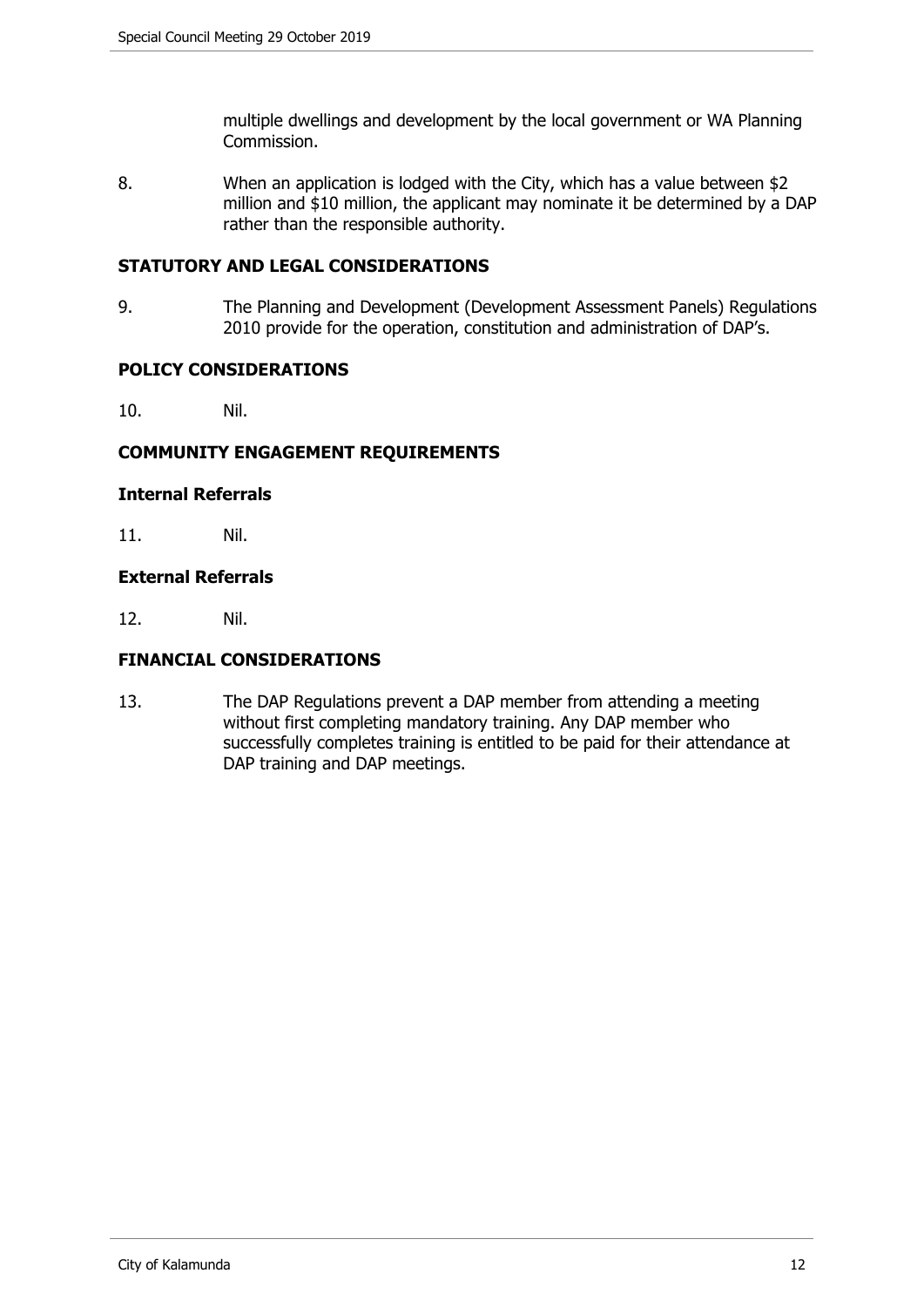multiple dwellings and development by the local government or WA Planning Commission.

8. When an application is lodged with the City, which has a value between $2 million and $10 million, the applicant may nominate it be determined by a DAP rather than the responsible authority.

## STATUTORY AND LEGAL CONSIDERATIONS

9. The Planning and Development (Development Assessment Panels) Regulations 2010 provide for the operation, constitution and administration of DAP's.

## POLICY CONSIDERATIONS

10. Nil.

## COMMUNITY ENGAGEMENT REQUIREMENTS

### Internal Referrals

11. Nil.

### External Referrals

12. Nil.

## FINANCIAL CONSIDERATIONS

13. The DAP Regulations prevent a DAP member from attending a meeting without first completing mandatory training. Any DAP member who successfully completes training is entitled to be paid for their attendance at DAP training and DAP meetings.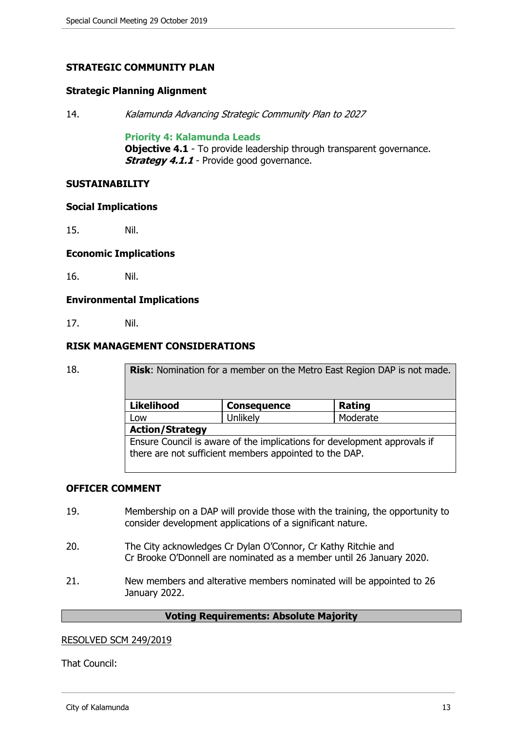## STRATEGIC COMMUNITY PLAN

### Strategic Planning Alignment

14. *Kalamunda Advancing Strategic Community Plan to 2027*

    **Priority 4: Kalamunda Leads**
    **Objective 4.1** - To provide leadership through transparent governance.
    ***Strategy 4.1.1*** - Provide good governance.

## SUSTAINABILITY

### Social Implications

15. Nil.

### Economic Implications

16. Nil.

### Environmental Implications

17. Nil.

## RISK MANAGEMENT CONSIDERATIONS

18.

| **Risk**: Nomination for a member on the Metro East Region DAP is not made. | | |
|---|---|---|
| **Likelihood** | **Consequence** | **Rating** |
| Low | Unlikely | Moderate |
| **Action/Strategy** | | |
| Ensure Council is aware of the implications for development approvals if there are not sufficient members appointed to the DAP. | | |

## OFFICER COMMENT

19. Membership on a DAP will provide those with the training, the opportunity to consider development applications of a significant nature.

20. The City acknowledges Cr Dylan O'Connor, Cr Kathy Ritchie and Cr Brooke O'Donnell are nominated as a member until 26 January 2020.

21. New members and alterative members nominated will be appointed to 26 January 2022.

**Voting Requirements: Absolute Majority**

RESOLVED SCM 249/2019

That Council: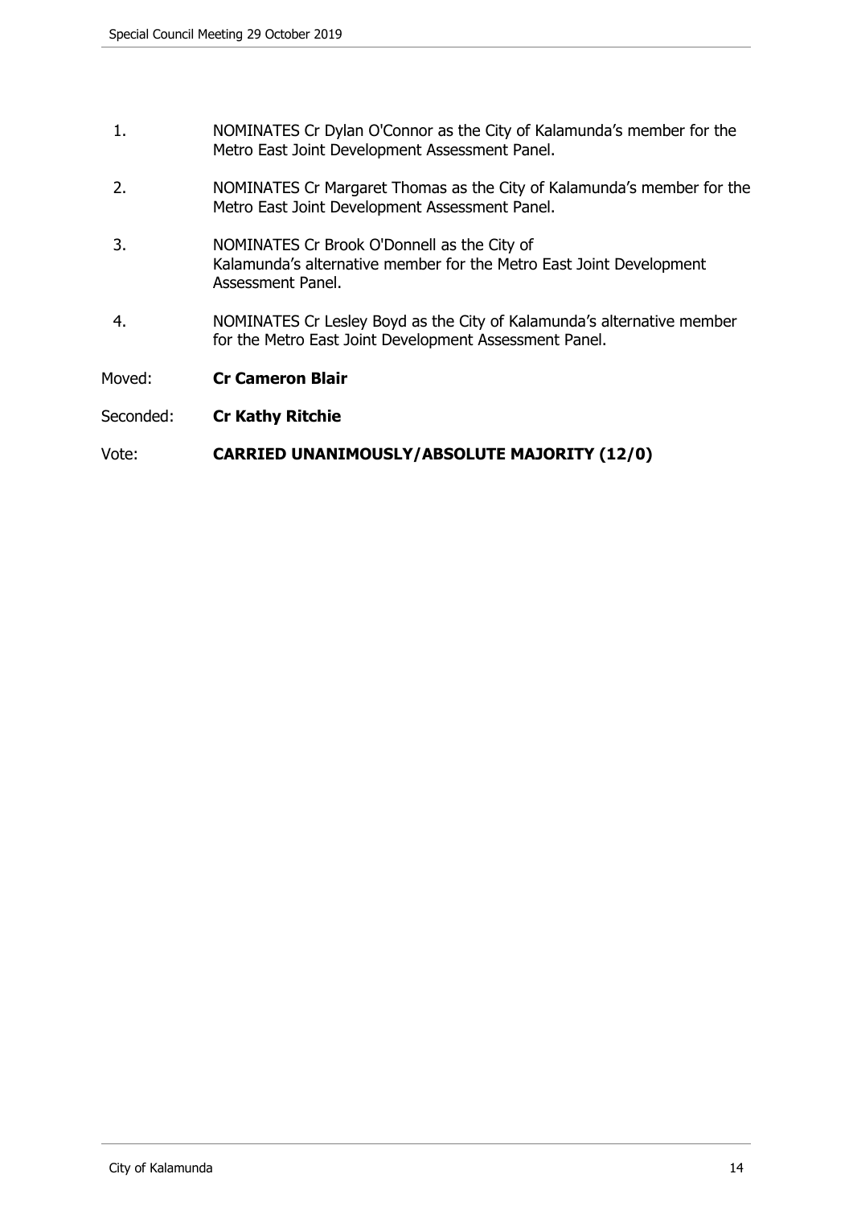1. NOMINATES Cr Dylan O'Connor as the City of Kalamunda's member for the Metro East Joint Development Assessment Panel.

2. NOMINATES Cr Margaret Thomas as the City of Kalamunda's member for the Metro East Joint Development Assessment Panel.

3. NOMINATES Cr Brook O'Donnell as the City of Kalamunda's alternative member for the Metro East Joint Development Assessment Panel.

4. NOMINATES Cr Lesley Boyd as the City of Kalamunda's alternative member for the Metro East Joint Development Assessment Panel.

Moved: **Cr Cameron Blair**

Seconded: **Cr Kathy Ritchie**

Vote: **CARRIED UNANIMOUSLY/ABSOLUTE MAJORITY (12/0)**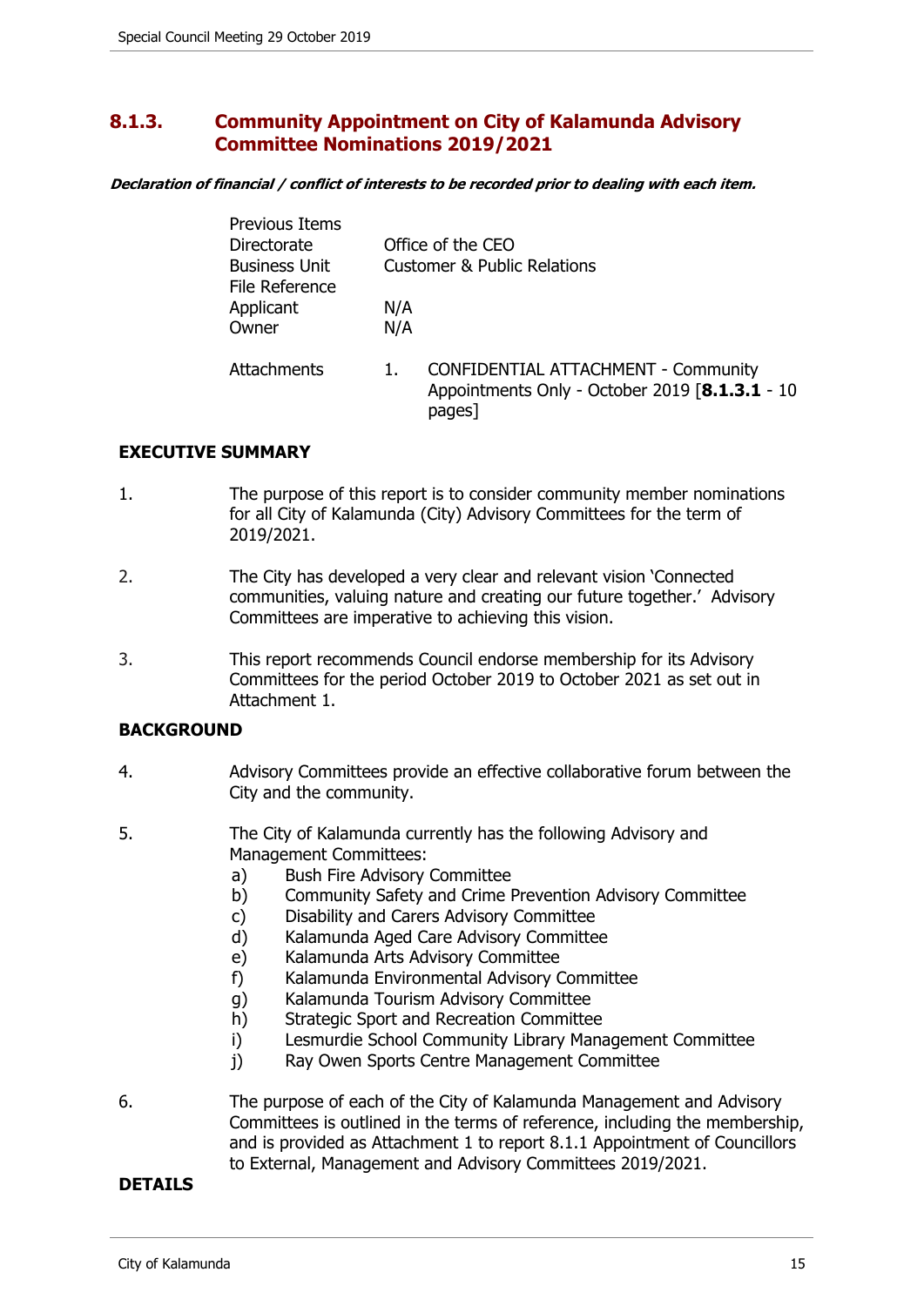## 8.1.3. Community Appointment on City of Kalamunda Advisory Committee Nominations 2019/2021

***Declaration of financial / conflict of interests to be recorded prior to dealing with each item.***

| | |
|---|---|
| Previous Items | |
| Directorate | Office of the CEO |
| Business Unit | Customer & Public Relations |
| File Reference | |
| Applicant | N/A |
| Owner | N/A |
| Attachments | 1. CONFIDENTIAL ATTACHMENT - Community Appointments Only - October 2019 [**8.1.3.1** - 10 pages] |

### EXECUTIVE SUMMARY

1. The purpose of this report is to consider community member nominations for all City of Kalamunda (City) Advisory Committees for the term of 2019/2021.

2. The City has developed a very clear and relevant vision 'Connected communities, valuing nature and creating our future together.' Advisory Committees are imperative to achieving this vision.

3. This report recommends Council endorse membership for its Advisory Committees for the period October 2019 to October 2021 as set out in Attachment 1.

### BACKGROUND

4. Advisory Committees provide an effective collaborative forum between the City and the community.

5. The City of Kalamunda currently has the following Advisory and Management Committees:
   a) Bush Fire Advisory Committee
   b) Community Safety and Crime Prevention Advisory Committee
   c) Disability and Carers Advisory Committee
   d) Kalamunda Aged Care Advisory Committee
   e) Kalamunda Arts Advisory Committee
   f) Kalamunda Environmental Advisory Committee
   g) Kalamunda Tourism Advisory Committee
   h) Strategic Sport and Recreation Committee
   i) Lesmurdie School Community Library Management Committee
   j) Ray Owen Sports Centre Management Committee

6. The purpose of each of the City of Kalamunda Management and Advisory Committees is outlined in the terms of reference, including the membership, and is provided as Attachment 1 to report 8.1.1 Appointment of Councillors to External, Management and Advisory Committees 2019/2021.

### DETAILS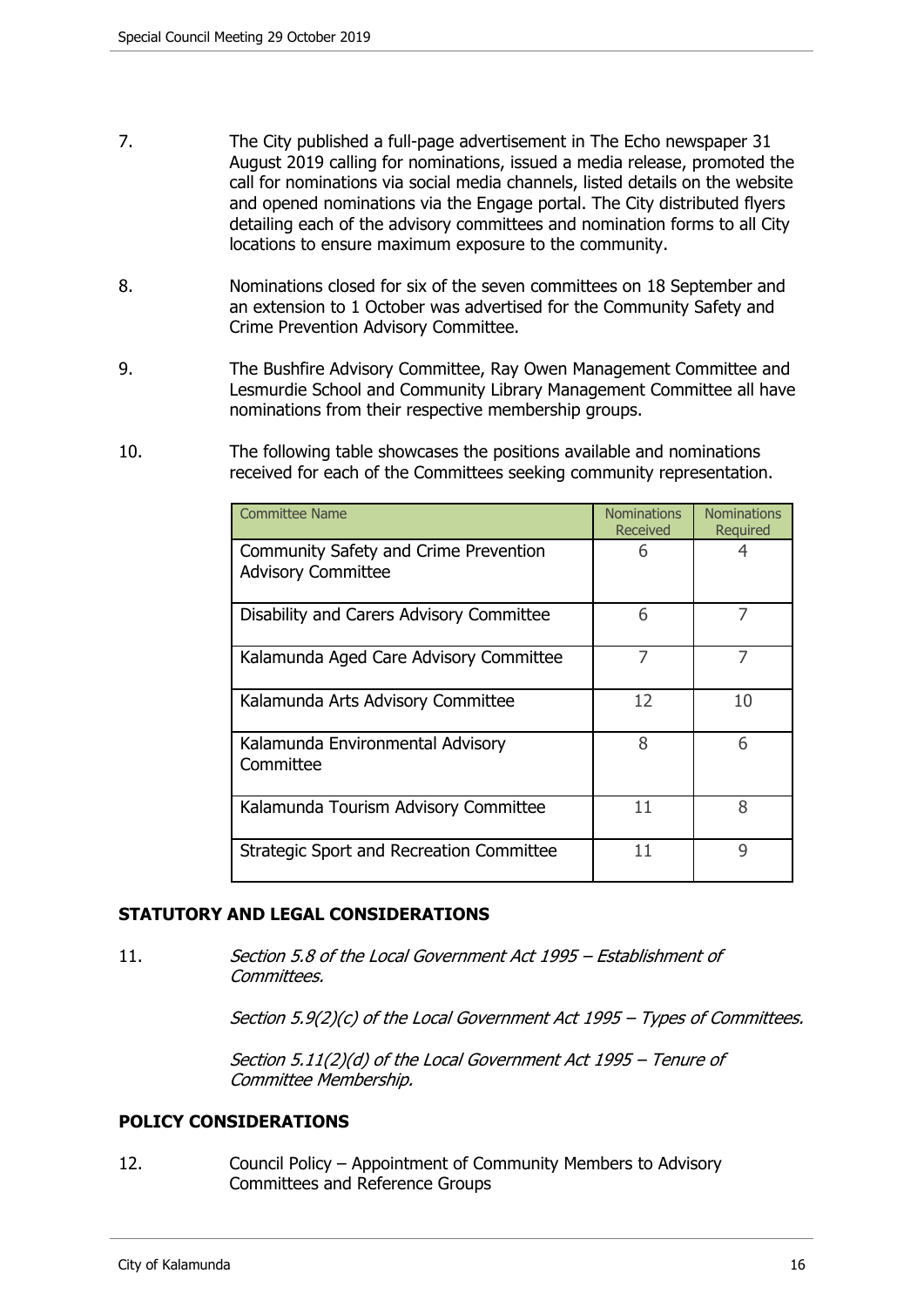7. The City published a full-page advertisement in The Echo newspaper 31 August 2019 calling for nominations, issued a media release, promoted the call for nominations via social media channels, listed details on the website and opened nominations via the Engage portal. The City distributed flyers detailing each of the advisory committees and nomination forms to all City locations to ensure maximum exposure to the community.

8. Nominations closed for six of the seven committees on 18 September and an extension to 1 October was advertised for the Community Safety and Crime Prevention Advisory Committee.

9. The Bushfire Advisory Committee, Ray Owen Management Committee and Lesmurdie School and Community Library Management Committee all have nominations from their respective membership groups.

10. The following table showcases the positions available and nominations received for each of the Committees seeking community representation.

| Committee Name | Nominations Received | Nominations Required |
|---|---|---|
| Community Safety and Crime Prevention Advisory Committee | 6 | 4 |
| Disability and Carers Advisory Committee | 6 | 7 |
| Kalamunda Aged Care Advisory Committee | 7 | 7 |
| Kalamunda Arts Advisory Committee | 12 | 10 |
| Kalamunda Environmental Advisory Committee | 8 | 6 |
| Kalamunda Tourism Advisory Committee | 11 | 8 |
| Strategic Sport and Recreation Committee | 11 | 9 |

## STATUTORY AND LEGAL CONSIDERATIONS

11. *Section 5.8 of the Local Government Act 1995 – Establishment of Committees.*

    *Section 5.9(2)(c) of the Local Government Act 1995 – Types of Committees.*

    *Section 5.11(2)(d) of the Local Government Act 1995 – Tenure of Committee Membership.*

## POLICY CONSIDERATIONS

12. Council Policy – Appointment of Community Members to Advisory Committees and Reference Groups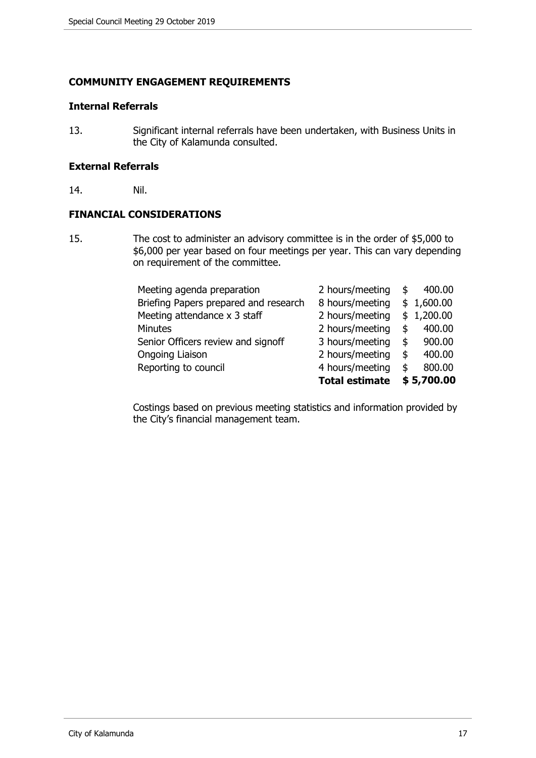## COMMUNITY ENGAGEMENT REQUIREMENTS

### Internal Referrals

13. Significant internal referrals have been undertaken, with Business Units in the City of Kalamunda consulted.

### External Referrals

14. Nil.

## FINANCIAL CONSIDERATIONS

15. The cost to administer an advisory committee is in the order of $5,000 to $6,000 per year based on four meetings per year. This can vary depending on requirement of the committee.

| | | |
|---|---|---|
| Meeting agenda preparation | 2 hours/meeting | $ 400.00 |
| Briefing Papers prepared and research | 8 hours/meeting | $ 1,600.00 |
| Meeting attendance x 3 staff | 2 hours/meeting | $ 1,200.00 |
| Minutes | 2 hours/meeting | $ 400.00 |
| Senior Officers review and signoff | 3 hours/meeting | $ 900.00 |
| Ongoing Liaison | 2 hours/meeting | $ 400.00 |
| Reporting to council | 4 hours/meeting | $ 800.00 |
| | **Total estimate** | **$ 5,700.00** |

Costings based on previous meeting statistics and information provided by the City's financial management team.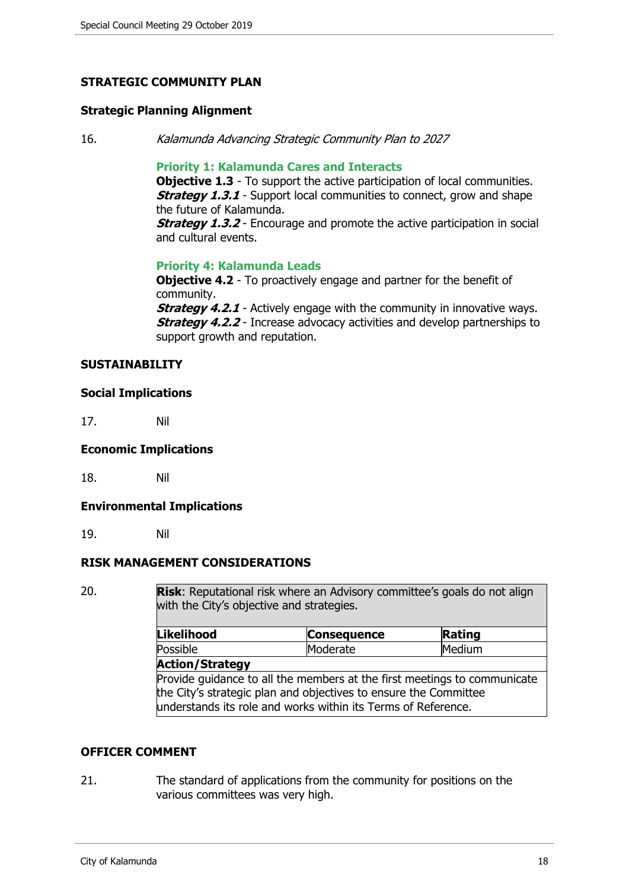## STRATEGIC COMMUNITY PLAN

### Strategic Planning Alignment

16. *Kalamunda Advancing Strategic Community Plan to 2027*

**Priority 1: Kalamunda Cares and Interacts**
**Objective 1.3** - To support the active participation of local communities.
***Strategy 1.3.1*** - Support local communities to connect, grow and shape the future of Kalamunda.
***Strategy 1.3.2*** - Encourage and promote the active participation in social and cultural events.

**Priority 4: Kalamunda Leads**
**Objective 4.2** - To proactively engage and partner for the benefit of community.
***Strategy 4.2.1*** - Actively engage with the community in innovative ways.
***Strategy 4.2.2*** - Increase advocacy activities and develop partnerships to support growth and reputation.

## SUSTAINABILITY

### Social Implications

17. Nil

### Economic Implications

18. Nil

### Environmental Implications

19. Nil

## RISK MANAGEMENT CONSIDERATIONS

20.

| **Risk**: Reputational risk where an Advisory committee's goals do not align with the City's objective and strategies. | | |
|---|---|---|
| **Likelihood** | **Consequence** | **Rating** |
| Possible | Moderate | Medium |
| **Action/Strategy** | | |
| Provide guidance to all the members at the first meetings to communicate the City's strategic plan and objectives to ensure the Committee understands its role and works within its Terms of Reference. | | |

## OFFICER COMMENT

21. The standard of applications from the community for positions on the various committees was very high.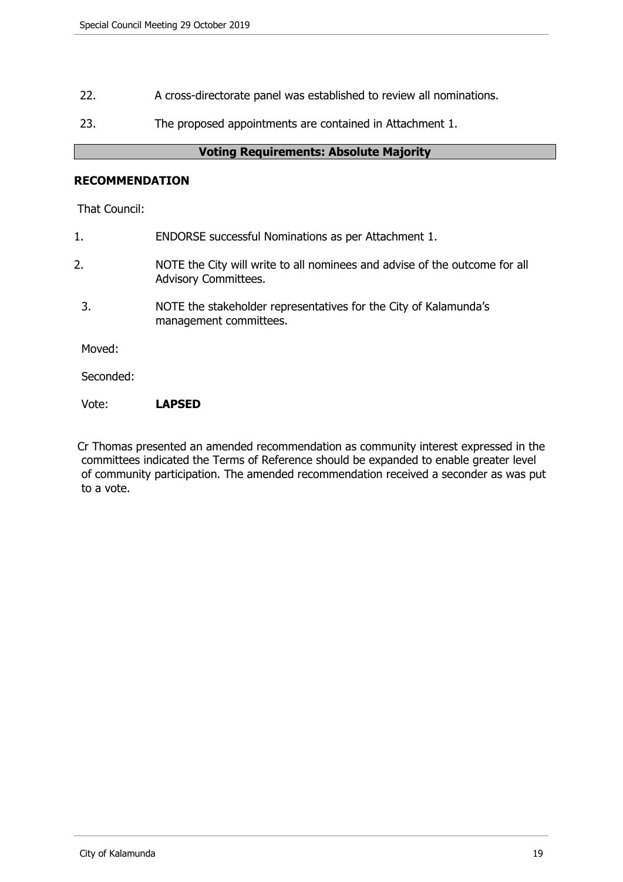22. A cross-directorate panel was established to review all nominations.

23. The proposed appointments are contained in Attachment 1.

**Voting Requirements: Absolute Majority**

**RECOMMENDATION**

That Council:

1. ENDORSE successful Nominations as per Attachment 1.

2. NOTE the City will write to all nominees and advise of the outcome for all Advisory Committees.

3. NOTE the stakeholder representatives for the City of Kalamunda's management committees.

Moved:

Seconded:

Vote: **LAPSED**

Cr Thomas presented an amended recommendation as community interest expressed in the committees indicated the Terms of Reference should be expanded to enable greater level of community participation. The amended recommendation received a seconder as was put to a vote.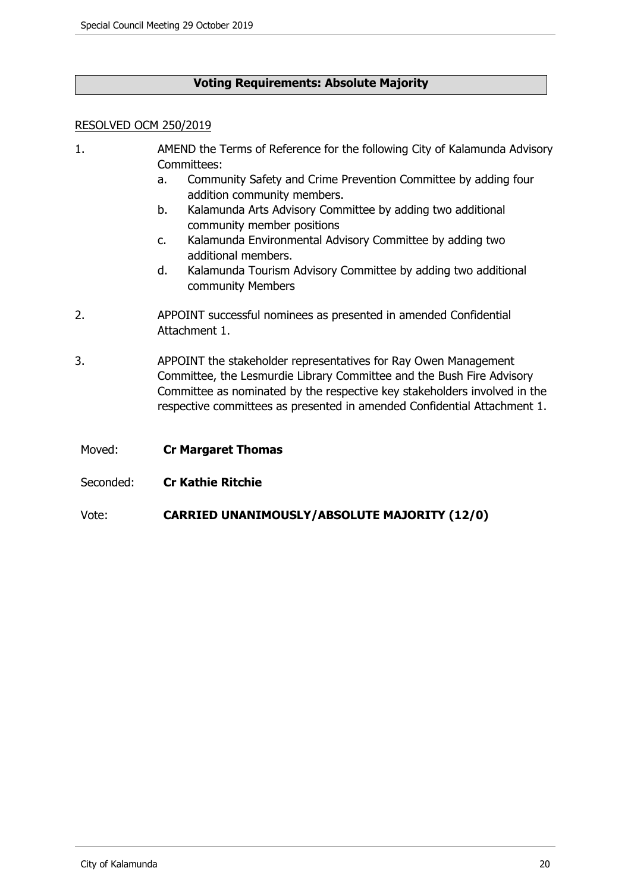**Voting Requirements: Absolute Majority**

RESOLVED OCM 250/2019

1. AMEND the Terms of Reference for the following City of Kalamunda Advisory Committees:
   a. Community Safety and Crime Prevention Committee by adding four addition community members.
   b. Kalamunda Arts Advisory Committee by adding two additional community member positions
   c. Kalamunda Environmental Advisory Committee by adding two additional members.
   d. Kalamunda Tourism Advisory Committee by adding two additional community Members

2. APPOINT successful nominees as presented in amended Confidential Attachment 1.

3. APPOINT the stakeholder representatives for Ray Owen Management Committee, the Lesmurdie Library Committee and the Bush Fire Advisory Committee as nominated by the respective key stakeholders involved in the respective committees as presented in amended Confidential Attachment 1.

Moved: **Cr Margaret Thomas**

Seconded: **Cr Kathie Ritchie**

Vote: **CARRIED UNANIMOUSLY/ABSOLUTE MAJORITY (12/0)**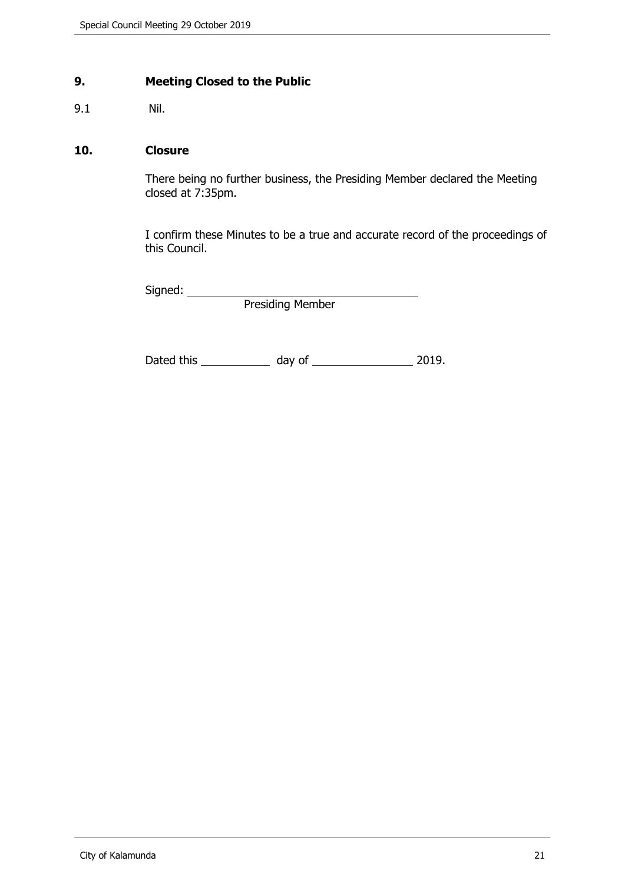## 9. Meeting Closed to the Public

9.1 Nil.

## 10. Closure

There being no further business, the Presiding Member declared the Meeting closed at 7:35pm.

I confirm these Minutes to be a true and accurate record of the proceedings of this Council.

Signed: ______________________________
Presiding Member

Dated this __________ day of ______________ 2019.